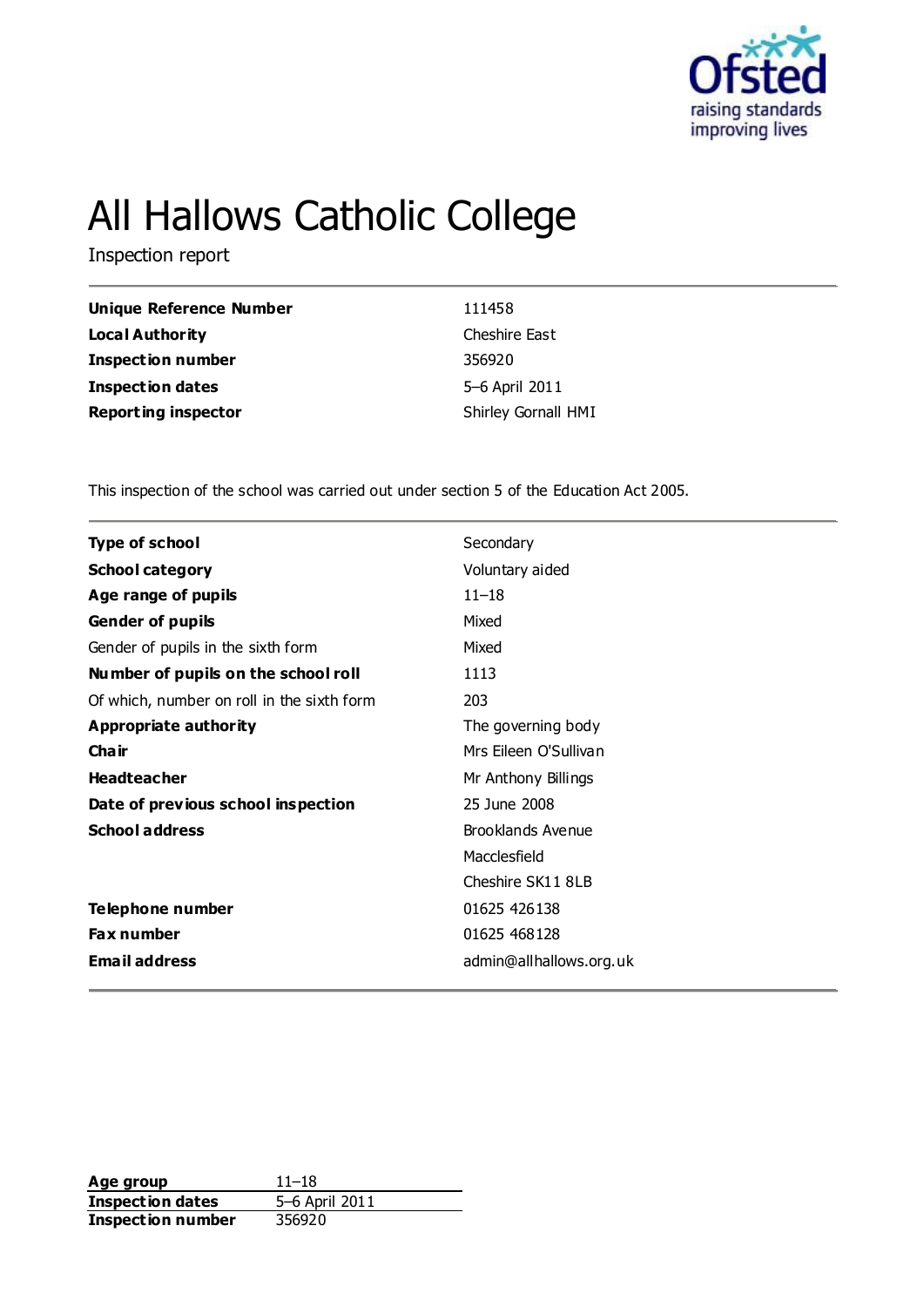# All Hallows Catholic College

Inspection report

| | |
|---|---|
| **Unique Reference Number** | 111458 |
| **Local Authority** | Cheshire East |
| **Inspection number** | 356920 |
| **Inspection dates** | 5–6 April 2011 |
| **Reporting inspector** | Shirley Gornall HMI |

This inspection of the school was carried out under section 5 of the Education Act 2005.

| | |
|---|---|
| **Type of school** | Secondary |
| **School category** | Voluntary aided |
| **Age range of pupils** | 11–18 |
| **Gender of pupils** | Mixed |
| Gender of pupils in the sixth form | Mixed |
| **Number of pupils on the school roll** | 1113 |
| Of which, number on roll in the sixth form | 203 |
| **Appropriate authority** | The governing body |
| **Chair** | Mrs Eileen O'Sullivan |
| **Headteacher** | Mr Anthony Billings |
| **Date of previous school inspection** | 25 June 2008 |
| **School address** | Brooklands Avenue<br>Macclesfield<br>Cheshire SK11 8LB |
| **Telephone number** | 01625 426138 |
| **Fax number** | 01625 468128 |
| **Email address** | admin@allhallows.org.uk |

| | |
|---|---|
| **Age group** | 11–18 |
| **Inspection dates** | 5–6 April 2011 |
| **Inspection number** | 356920 |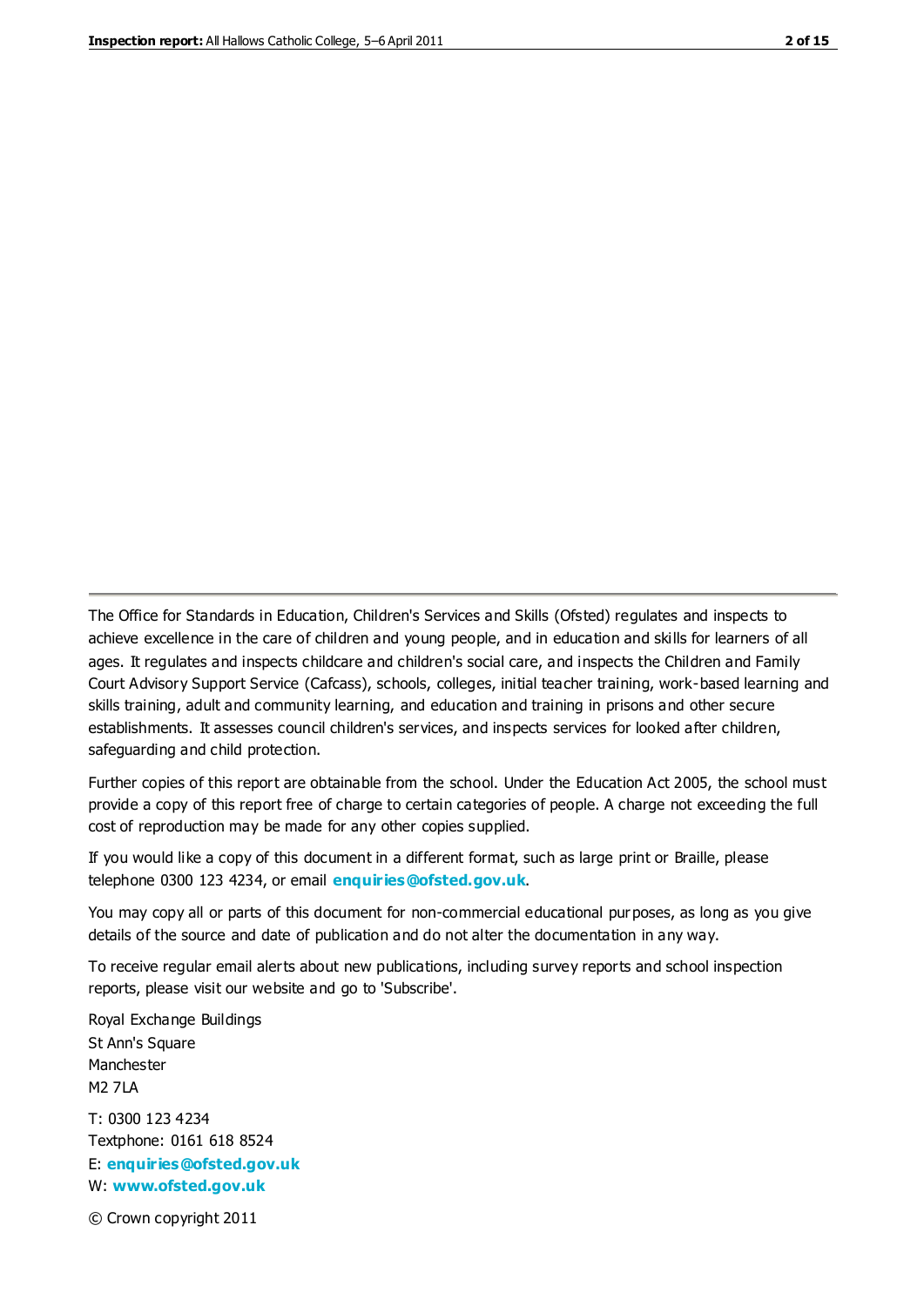The Office for Standards in Education, Children's Services and Skills (Ofsted) regulates and inspects to achieve excellence in the care of children and young people, and in education and skills for learners of all ages. It regulates and inspects childcare and children's social care, and inspects the Children and Family Court Advisory Support Service (Cafcass), schools, colleges, initial teacher training, work-based learning and skills training, adult and community learning, and education and training in prisons and other secure establishments. It assesses council children's services, and inspects services for looked after children, safeguarding and child protection.

Further copies of this report are obtainable from the school. Under the Education Act 2005, the school must provide a copy of this report free of charge to certain categories of people. A charge not exceeding the full cost of reproduction may be made for any other copies supplied.

If you would like a copy of this document in a different format, such as large print or Braille, please telephone 0300 123 4234, or email **enquiries@ofsted.gov.uk**.

You may copy all or parts of this document for non-commercial educational purposes, as long as you give details of the source and date of publication and do not alter the documentation in any way.

To receive regular email alerts about new publications, including survey reports and school inspection reports, please visit our website and go to 'Subscribe'.

Royal Exchange Buildings
St Ann's Square
Manchester
M2 7LA

T: 0300 123 4234
Textphone: 0161 618 8524
E: **enquiries@ofsted.gov.uk**
W: **www.ofsted.gov.uk**

© Crown copyright 2011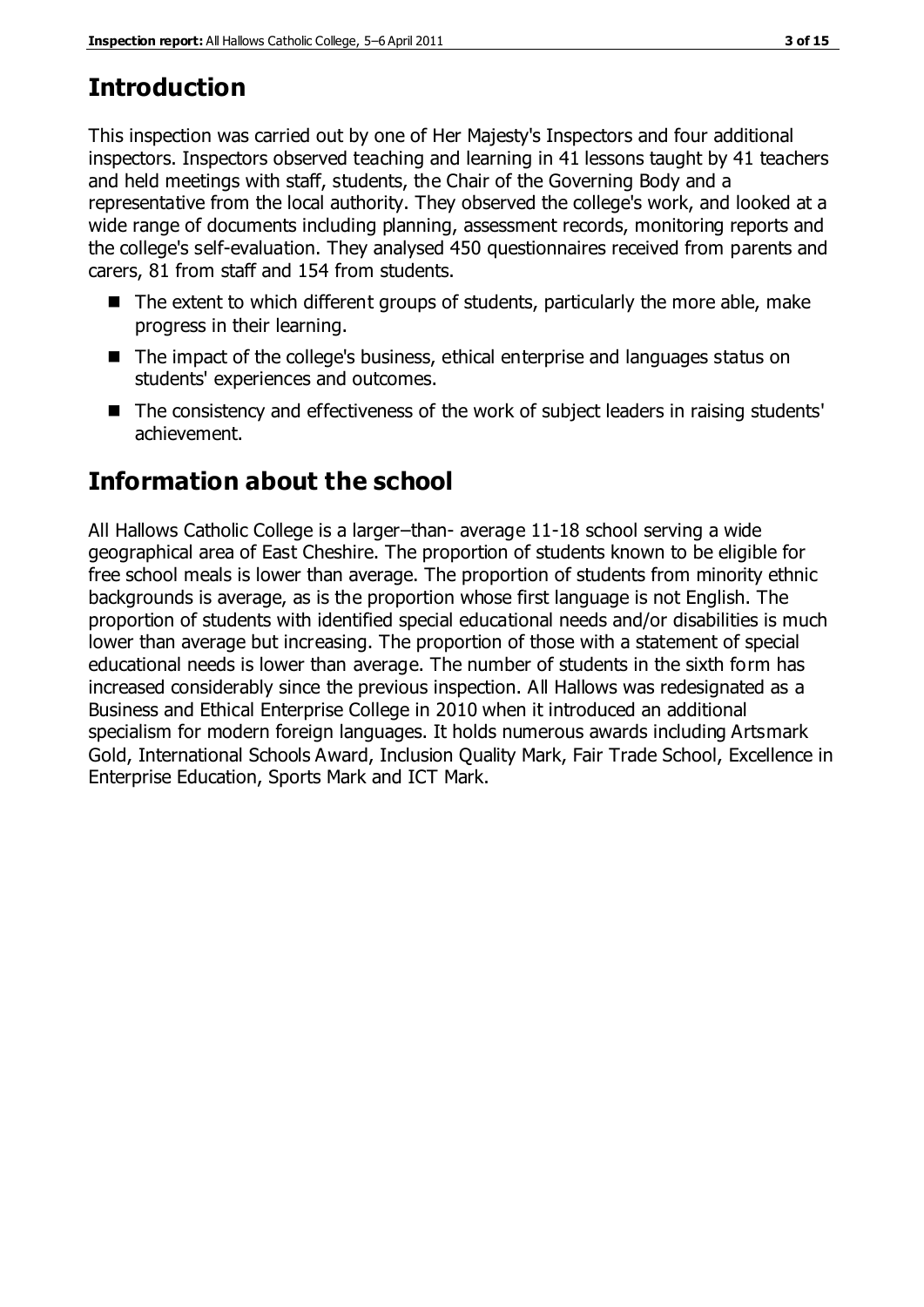# Introduction

This inspection was carried out by one of Her Majesty's Inspectors and four additional inspectors. Inspectors observed teaching and learning in 41 lessons taught by 41 teachers and held meetings with staff, students, the Chair of the Governing Body and a representative from the local authority. They observed the college's work, and looked at a wide range of documents including planning, assessment records, monitoring reports and the college's self-evaluation. They analysed 450 questionnaires received from parents and carers, 81 from staff and 154 from students.

- The extent to which different groups of students, particularly the more able, make progress in their learning.
- The impact of the college's business, ethical enterprise and languages status on students' experiences and outcomes.
- The consistency and effectiveness of the work of subject leaders in raising students' achievement.

# Information about the school

All Hallows Catholic College is a larger–than- average 11-18 school serving a wide geographical area of East Cheshire. The proportion of students known to be eligible for free school meals is lower than average. The proportion of students from minority ethnic backgrounds is average, as is the proportion whose first language is not English. The proportion of students with identified special educational needs and/or disabilities is much lower than average but increasing. The proportion of those with a statement of special educational needs is lower than average. The number of students in the sixth form has increased considerably since the previous inspection. All Hallows was redesignated as a Business and Ethical Enterprise College in 2010 when it introduced an additional specialism for modern foreign languages. It holds numerous awards including Artsmark Gold, International Schools Award, Inclusion Quality Mark, Fair Trade School, Excellence in Enterprise Education, Sports Mark and ICT Mark.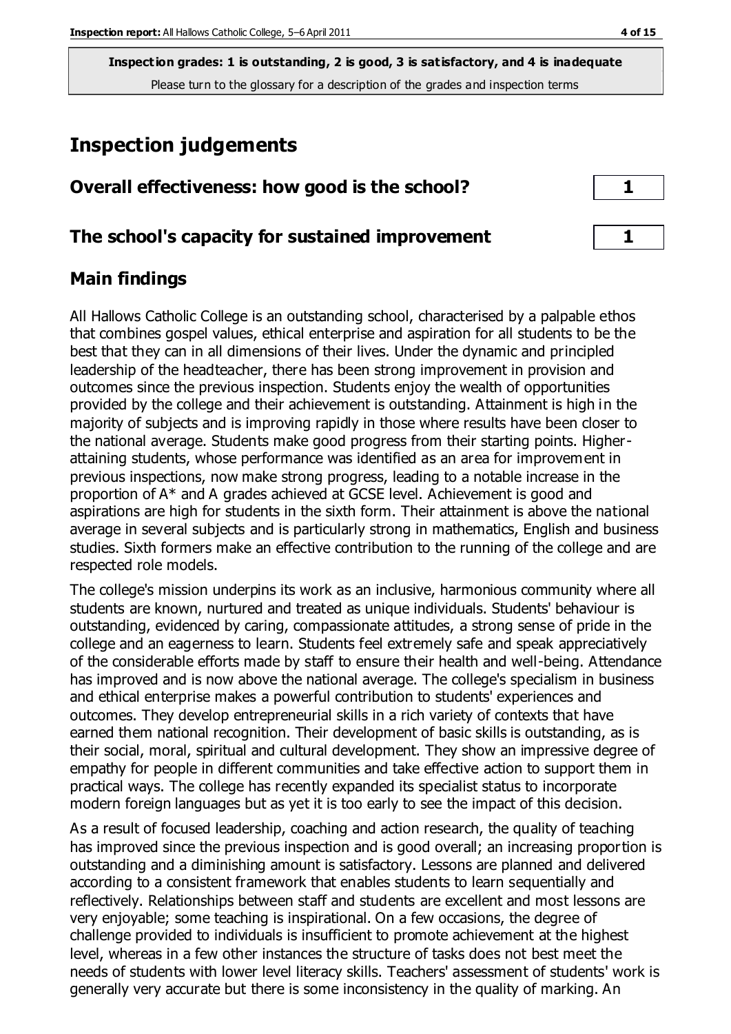**Inspection grades: 1 is outstanding, 2 is good, 3 is satisfactory, and 4 is inadequate**
Please turn to the glossary for a description of the grades and inspection terms

# Inspection judgements

| | |
|---|---|
| **Overall effectiveness: how good is the school?** | **1** |
| **The school's capacity for sustained improvement** | **1** |

## Main findings

All Hallows Catholic College is an outstanding school, characterised by a palpable ethos that combines gospel values, ethical enterprise and aspiration for all students to be the best that they can in all dimensions of their lives. Under the dynamic and principled leadership of the headteacher, there has been strong improvement in provision and outcomes since the previous inspection. Students enjoy the wealth of opportunities provided by the college and their achievement is outstanding. Attainment is high in the majority of subjects and is improving rapidly in those where results have been closer to the national average. Students make good progress from their starting points. Higher-attaining students, whose performance was identified as an area for improvement in previous inspections, now make strong progress, leading to a notable increase in the proportion of A* and A grades achieved at GCSE level. Achievement is good and aspirations are high for students in the sixth form. Their attainment is above the national average in several subjects and is particularly strong in mathematics, English and business studies. Sixth formers make an effective contribution to the running of the college and are respected role models.

The college's mission underpins its work as an inclusive, harmonious community where all students are known, nurtured and treated as unique individuals. Students' behaviour is outstanding, evidenced by caring, compassionate attitudes, a strong sense of pride in the college and an eagerness to learn. Students feel extremely safe and speak appreciatively of the considerable efforts made by staff to ensure their health and well-being. Attendance has improved and is now above the national average. The college's specialism in business and ethical enterprise makes a powerful contribution to students' experiences and outcomes. They develop entrepreneurial skills in a rich variety of contexts that have earned them national recognition. Their development of basic skills is outstanding, as is their social, moral, spiritual and cultural development. They show an impressive degree of empathy for people in different communities and take effective action to support them in practical ways. The college has recently expanded its specialist status to incorporate modern foreign languages but as yet it is too early to see the impact of this decision.

As a result of focused leadership, coaching and action research, the quality of teaching has improved since the previous inspection and is good overall; an increasing proportion is outstanding and a diminishing amount is satisfactory. Lessons are planned and delivered according to a consistent framework that enables students to learn sequentially and reflectively. Relationships between staff and students are excellent and most lessons are very enjoyable; some teaching is inspirational. On a few occasions, the degree of challenge provided to individuals is insufficient to promote achievement at the highest level, whereas in a few other instances the structure of tasks does not best meet the needs of students with lower level literacy skills. Teachers' assessment of students' work is generally very accurate but there is some inconsistency in the quality of marking. An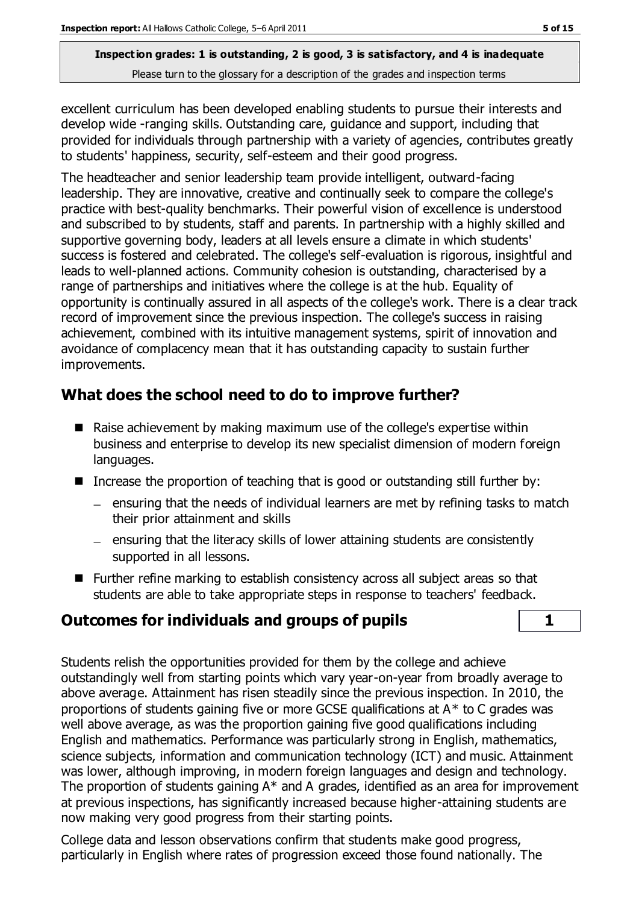excellent curriculum has been developed enabling students to pursue their interests and develop wide -ranging skills. Outstanding care, guidance and support, including that provided for individuals through partnership with a variety of agencies, contributes greatly to students' happiness, security, self-esteem and their good progress.

The headteacher and senior leadership team provide intelligent, outward-facing leadership. They are innovative, creative and continually seek to compare the college's practice with best-quality benchmarks. Their powerful vision of excellence is understood and subscribed to by students, staff and parents. In partnership with a highly skilled and supportive governing body, leaders at all levels ensure a climate in which students' success is fostered and celebrated. The college's self-evaluation is rigorous, insightful and leads to well-planned actions. Community cohesion is outstanding, characterised by a range of partnerships and initiatives where the college is at the hub. Equality of opportunity is continually assured in all aspects of the college's work. There is a clear track record of improvement since the previous inspection. The college's success in raising achievement, combined with its intuitive management systems, spirit of innovation and avoidance of complacency mean that it has outstanding capacity to sustain further improvements.

## What does the school need to do to improve further?

- Raise achievement by making maximum use of the college's expertise within business and enterprise to develop its new specialist dimension of modern foreign languages.
- Increase the proportion of teaching that is good or outstanding still further by:
  - ensuring that the needs of individual learners are met by refining tasks to match their prior attainment and skills
  - ensuring that the literacy skills of lower attaining students are consistently supported in all lessons.
- Further refine marking to establish consistency across all subject areas so that students are able to take appropriate steps in response to teachers' feedback.

## Outcomes for individuals and groups of pupils — 1

Students relish the opportunities provided for them by the college and achieve outstandingly well from starting points which vary year-on-year from broadly average to above average. Attainment has risen steadily since the previous inspection. In 2010, the proportions of students gaining five or more GCSE qualifications at A* to C grades was well above average, as was the proportion gaining five good qualifications including English and mathematics. Performance was particularly strong in English, mathematics, science subjects, information and communication technology (ICT) and music. Attainment was lower, although improving, in modern foreign languages and design and technology. The proportion of students gaining A* and A grades, identified as an area for improvement at previous inspections, has significantly increased because higher-attaining students are now making very good progress from their starting points.

College data and lesson observations confirm that students make good progress, particularly in English where rates of progression exceed those found nationally. The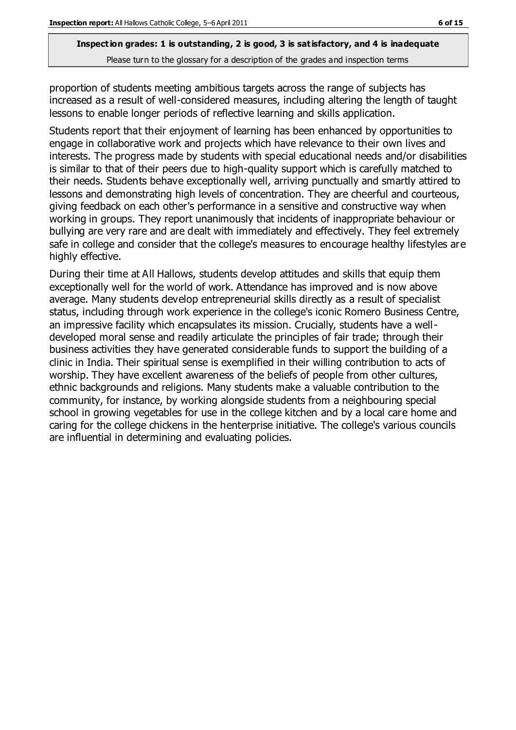proportion of students meeting ambitious targets across the range of subjects has increased as a result of well-considered measures, including altering the length of taught lessons to enable longer periods of reflective learning and skills application.

Students report that their enjoyment of learning has been enhanced by opportunities to engage in collaborative work and projects which have relevance to their own lives and interests. The progress made by students with special educational needs and/or disabilities is similar to that of their peers due to high-quality support which is carefully matched to their needs. Students behave exceptionally well, arriving punctually and smartly attired to lessons and demonstrating high levels of concentration. They are cheerful and courteous, giving feedback on each other's performance in a sensitive and constructive way when working in groups. They report unanimously that incidents of inappropriate behaviour or bullying are very rare and are dealt with immediately and effectively. They feel extremely safe in college and consider that the college's measures to encourage healthy lifestyles are highly effective.

During their time at All Hallows, students develop attitudes and skills that equip them exceptionally well for the world of work. Attendance has improved and is now above average. Many students develop entrepreneurial skills directly as a result of specialist status, including through work experience in the college's iconic Romero Business Centre, an impressive facility which encapsulates its mission. Crucially, students have a well-developed moral sense and readily articulate the principles of fair trade; through their business activities they have generated considerable funds to support the building of a clinic in India. Their spiritual sense is exemplified in their willing contribution to acts of worship. They have excellent awareness of the beliefs of people from other cultures, ethnic backgrounds and religions. Many students make a valuable contribution to the community, for instance, by working alongside students from a neighbouring special school in growing vegetables for use in the college kitchen and by a local care home and caring for the college chickens in the henterprise initiative. The college's various councils are influential in determining and evaluating policies.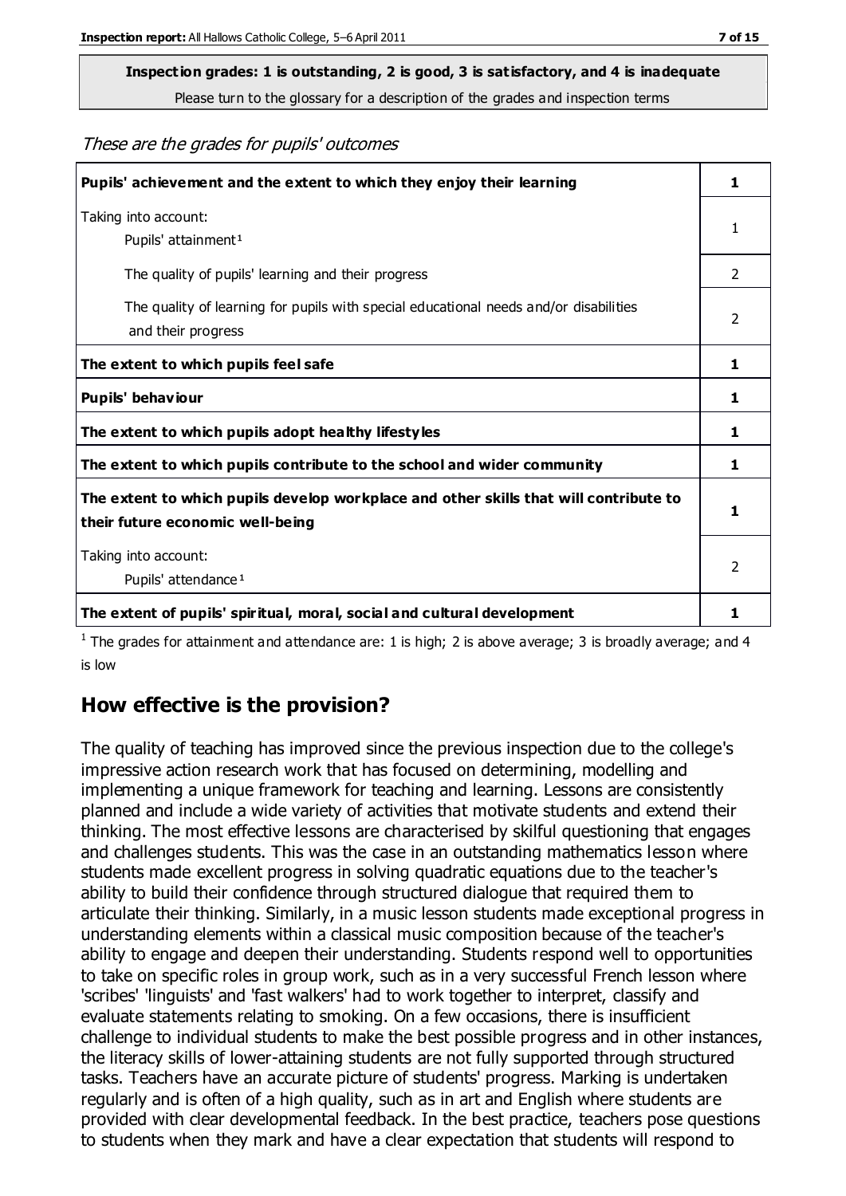**Inspection grades: 1 is outstanding, 2 is good, 3 is satisfactory, and 4 is inadequate**
Please turn to the glossary for a description of the grades and inspection terms

*These are the grades for pupils' outcomes*

| | |
|---|---|
| **Pupils' achievement and the extent to which they enjoy their learning** | **1** |
| Taking into account: Pupils' attainment[1] | 1 |
| The quality of pupils' learning and their progress | 2 |
| The quality of learning for pupils with special educational needs and/or disabilities and their progress | 2 |
| **The extent to which pupils feel safe** | **1** |
| **Pupils' behaviour** | **1** |
| **The extent to which pupils adopt healthy lifestyles** | **1** |
| **The extent to which pupils contribute to the school and wider community** | **1** |
| **The extent to which pupils develop workplace and other skills that will contribute to their future economic well-being** | **1** |
| Taking into account: Pupils' attendance[1] | 2 |
| **The extent of pupils' spiritual, moral, social and cultural development** | **1** |

[1] The grades for attainment and attendance are: 1 is high; 2 is above average; 3 is broadly average; and 4 is low

## How effective is the provision?

The quality of teaching has improved since the previous inspection due to the college's impressive action research work that has focused on determining, modelling and implementing a unique framework for teaching and learning. Lessons are consistently planned and include a wide variety of activities that motivate students and extend their thinking. The most effective lessons are characterised by skilful questioning that engages and challenges students. This was the case in an outstanding mathematics lesson where students made excellent progress in solving quadratic equations due to the teacher's ability to build their confidence through structured dialogue that required them to articulate their thinking. Similarly, in a music lesson students made exceptional progress in understanding elements within a classical music composition because of the teacher's ability to engage and deepen their understanding. Students respond well to opportunities to take on specific roles in group work, such as in a very successful French lesson where 'scribes' 'linguists' and 'fast walkers' had to work together to interpret, classify and evaluate statements relating to smoking. On a few occasions, there is insufficient challenge to individual students to make the best possible progress and in other instances, the literacy skills of lower-attaining students are not fully supported through structured tasks. Teachers have an accurate picture of students' progress. Marking is undertaken regularly and is often of a high quality, such as in art and English where students are provided with clear developmental feedback. In the best practice, teachers pose questions to students when they mark and have a clear expectation that students will respond to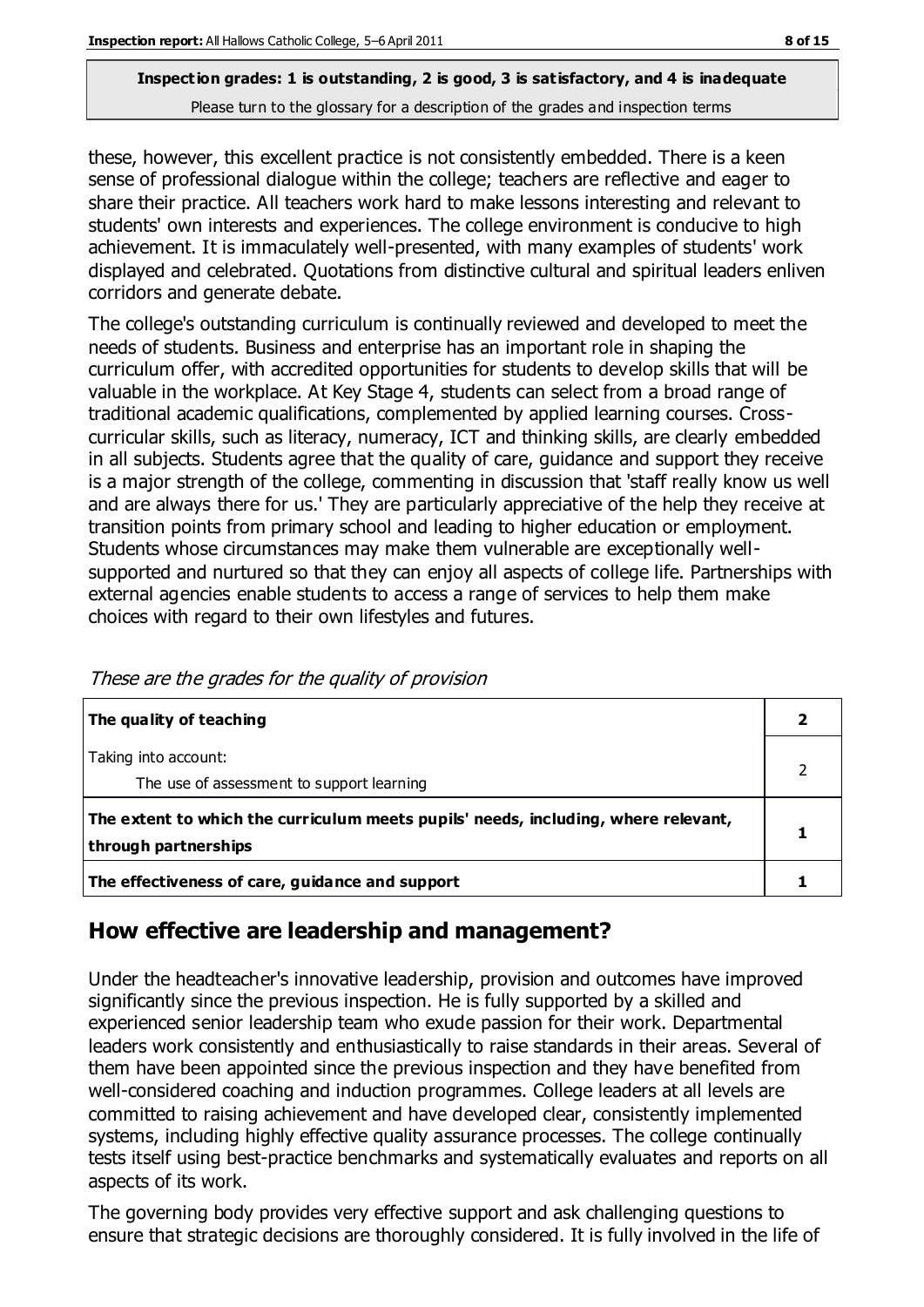these, however, this excellent practice is not consistently embedded. There is a keen sense of professional dialogue within the college; teachers are reflective and eager to share their practice. All teachers work hard to make lessons interesting and relevant to students' own interests and experiences. The college environment is conducive to high achievement. It is immaculately well-presented, with many examples of students' work displayed and celebrated. Quotations from distinctive cultural and spiritual leaders enliven corridors and generate debate.

The college's outstanding curriculum is continually reviewed and developed to meet the needs of students. Business and enterprise has an important role in shaping the curriculum offer, with accredited opportunities for students to develop skills that will be valuable in the workplace. At Key Stage 4, students can select from a broad range of traditional academic qualifications, complemented by applied learning courses. Cross-curricular skills, such as literacy, numeracy, ICT and thinking skills, are clearly embedded in all subjects. Students agree that the quality of care, guidance and support they receive is a major strength of the college, commenting in discussion that 'staff really know us well and are always there for us.' They are particularly appreciative of the help they receive at transition points from primary school and leading to higher education or employment. Students whose circumstances may make them vulnerable are exceptionally well-supported and nurtured so that they can enjoy all aspects of college life. Partnerships with external agencies enable students to access a range of services to help them make choices with regard to their own lifestyles and futures.

*These are the grades for the quality of provision*

| | |
|---|---|
| **The quality of teaching** | **2** |
| Taking into account:<br>The use of assessment to support learning | 2 |
| **The extent to which the curriculum meets pupils' needs, including, where relevant, through partnerships** | **1** |
| **The effectiveness of care, guidance and support** | **1** |

## How effective are leadership and management?

Under the headteacher's innovative leadership, provision and outcomes have improved significantly since the previous inspection. He is fully supported by a skilled and experienced senior leadership team who exude passion for their work. Departmental leaders work consistently and enthusiastically to raise standards in their areas. Several of them have been appointed since the previous inspection and they have benefited from well-considered coaching and induction programmes. College leaders at all levels are committed to raising achievement and have developed clear, consistently implemented systems, including highly effective quality assurance processes. The college continually tests itself using best-practice benchmarks and systematically evaluates and reports on all aspects of its work.

The governing body provides very effective support and ask challenging questions to ensure that strategic decisions are thoroughly considered. It is fully involved in the life of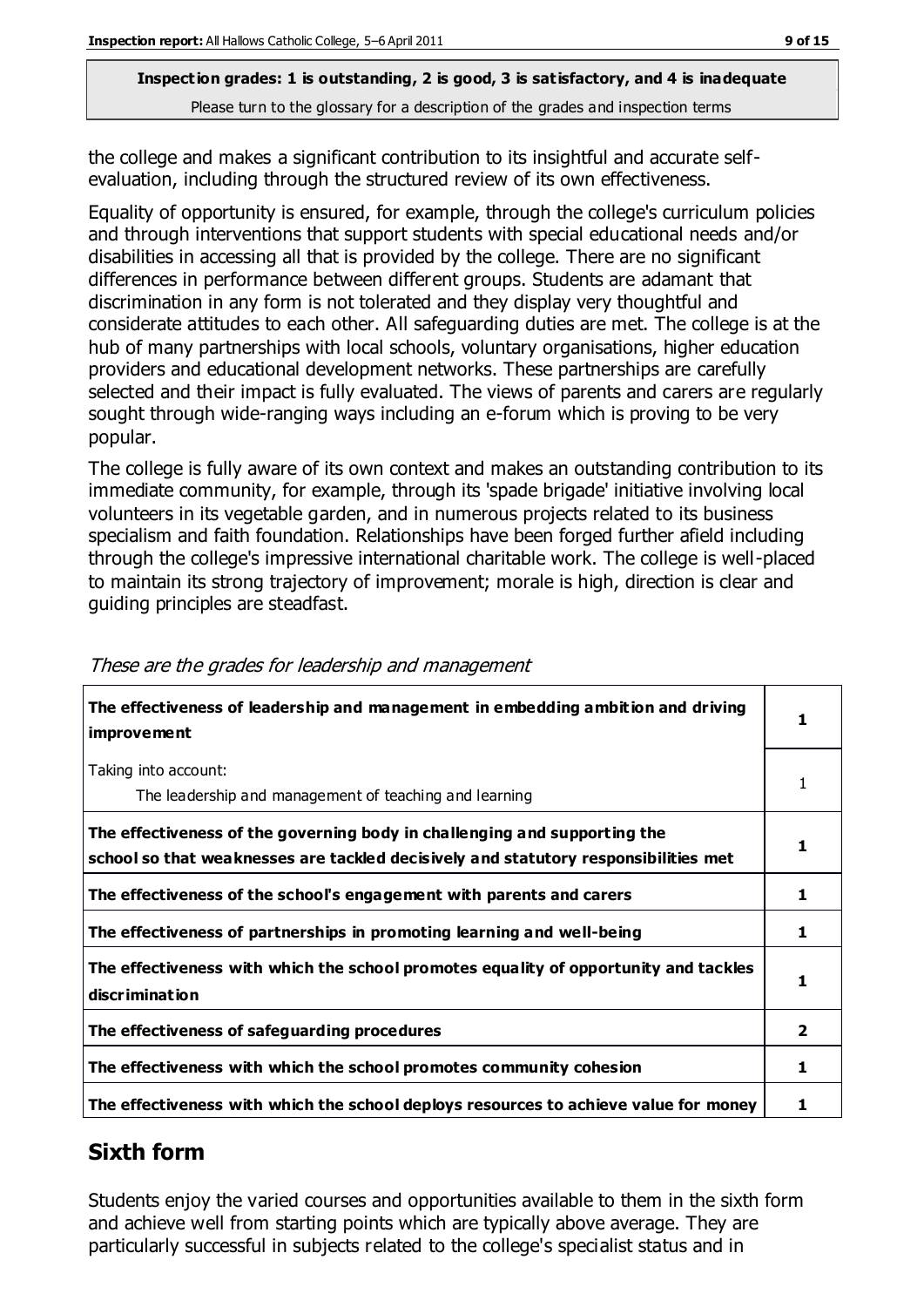**Inspection grades: 1 is outstanding, 2 is good, 3 is satisfactory, and 4 is inadequate**
Please turn to the glossary for a description of the grades and inspection terms

the college and makes a significant contribution to its insightful and accurate self-evaluation, including through the structured review of its own effectiveness.

Equality of opportunity is ensured, for example, through the college's curriculum policies and through interventions that support students with special educational needs and/or disabilities in accessing all that is provided by the college. There are no significant differences in performance between different groups. Students are adamant that discrimination in any form is not tolerated and they display very thoughtful and considerate attitudes to each other. All safeguarding duties are met. The college is at the hub of many partnerships with local schools, voluntary organisations, higher education providers and educational development networks. These partnerships are carefully selected and their impact is fully evaluated. The views of parents and carers are regularly sought through wide-ranging ways including an e-forum which is proving to be very popular.

The college is fully aware of its own context and makes an outstanding contribution to its immediate community, for example, through its 'spade brigade' initiative involving local volunteers in its vegetable garden, and in numerous projects related to its business specialism and faith foundation. Relationships have been forged further afield including through the college's impressive international charitable work. The college is well-placed to maintain its strong trajectory of improvement; morale is high, direction is clear and guiding principles are steadfast.

*These are the grades for leadership and management*

| | |
|---|---|
| **The effectiveness of leadership and management in embedding ambition and driving improvement** | **1** |
| Taking into account:<br>The leadership and management of teaching and learning | 1 |
| **The effectiveness of the governing body in challenging and supporting the school so that weaknesses are tackled decisively and statutory responsibilities met** | **1** |
| **The effectiveness of the school's engagement with parents and carers** | **1** |
| **The effectiveness of partnerships in promoting learning and well-being** | **1** |
| **The effectiveness with which the school promotes equality of opportunity and tackles discrimination** | **1** |
| **The effectiveness of safeguarding procedures** | **2** |
| **The effectiveness with which the school promotes community cohesion** | **1** |
| **The effectiveness with which the school deploys resources to achieve value for money** | **1** |

## Sixth form

Students enjoy the varied courses and opportunities available to them in the sixth form and achieve well from starting points which are typically above average. They are particularly successful in subjects related to the college's specialist status and in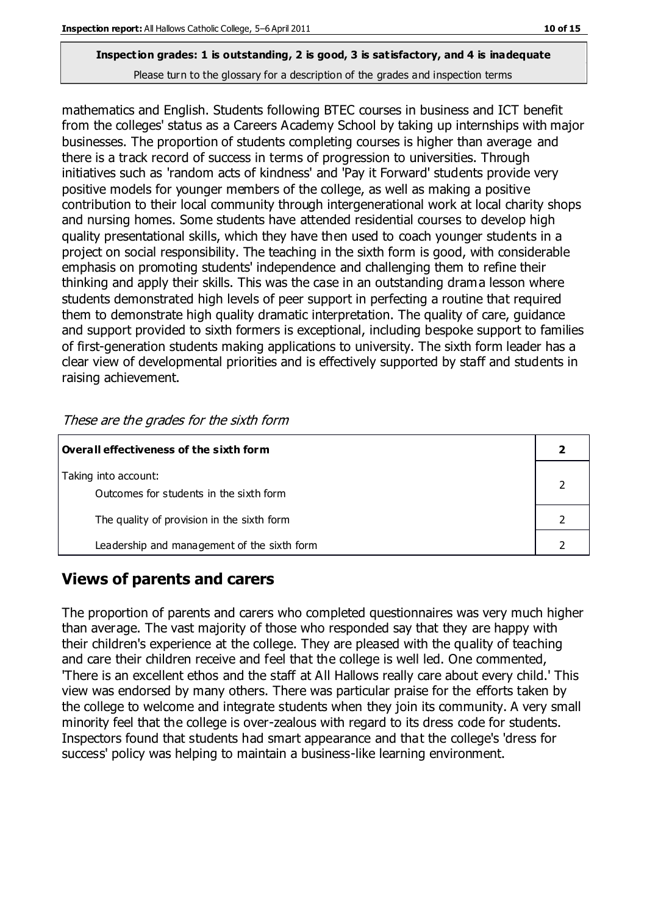mathematics and English. Students following BTEC courses in business and ICT benefit from the colleges' status as a Careers Academy School by taking up internships with major businesses. The proportion of students completing courses is higher than average and there is a track record of success in terms of progression to universities. Through initiatives such as 'random acts of kindness' and 'Pay it Forward' students provide very positive models for younger members of the college, as well as making a positive contribution to their local community through intergenerational work at local charity shops and nursing homes. Some students have attended residential courses to develop high quality presentational skills, which they have then used to coach younger students in a project on social responsibility. The teaching in the sixth form is good, with considerable emphasis on promoting students' independence and challenging them to refine their thinking and apply their skills. This was the case in an outstanding drama lesson where students demonstrated high levels of peer support in perfecting a routine that required them to demonstrate high quality dramatic interpretation. The quality of care, guidance and support provided to sixth formers is exceptional, including bespoke support to families of first-generation students making applications to university. The sixth form leader has a clear view of developmental priorities and is effectively supported by staff and students in raising achievement.

*These are the grades for the sixth form*

| **Overall effectiveness of the sixth form** | **2** |
|---|---|
| Taking into account: Outcomes for students in the sixth form | 2 |
| The quality of provision in the sixth form | 2 |
| Leadership and management of the sixth form | 2 |

## Views of parents and carers

The proportion of parents and carers who completed questionnaires was very much higher than average. The vast majority of those who responded say that they are happy with their children's experience at the college. They are pleased with the quality of teaching and care their children receive and feel that the college is well led. One commented, 'There is an excellent ethos and the staff at All Hallows really care about every child.' This view was endorsed by many others. There was particular praise for the efforts taken by the college to welcome and integrate students when they join its community. A very small minority feel that the college is over-zealous with regard to its dress code for students. Inspectors found that students had smart appearance and that the college's 'dress for success' policy was helping to maintain a business-like learning environment.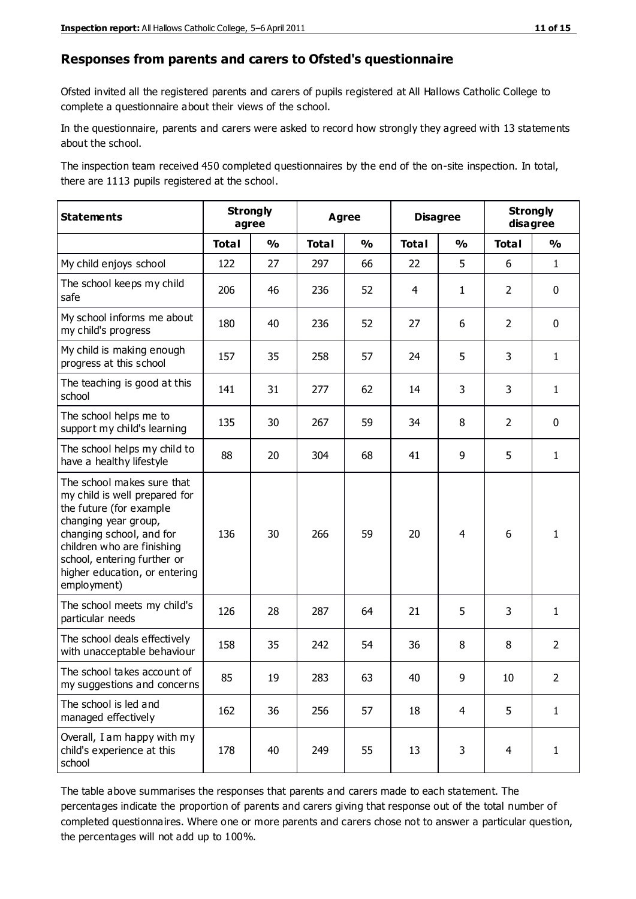## Responses from parents and carers to Ofsted's questionnaire

Ofsted invited all the registered parents and carers of pupils registered at All Hallows Catholic College to complete a questionnaire about their views of the school.

In the questionnaire, parents and carers were asked to record how strongly they agreed with 13 statements about the school.

The inspection team received 450 completed questionnaires by the end of the on-site inspection. In total, there are 1113 pupils registered at the school.

| Statements | Strongly agree | | Agree | | Disagree | | Strongly disagree | |
|---|---|---|---|---|---|---|---|---|
| | **Total** | **%** | **Total** | **%** | **Total** | **%** | **Total** | **%** |
| My child enjoys school | 122 | 27 | 297 | 66 | 22 | 5 | 6 | 1 |
| The school keeps my child safe | 206 | 46 | 236 | 52 | 4 | 1 | 2 | 0 |
| My school informs me about my child's progress | 180 | 40 | 236 | 52 | 27 | 6 | 2 | 0 |
| My child is making enough progress at this school | 157 | 35 | 258 | 57 | 24 | 5 | 3 | 1 |
| The teaching is good at this school | 141 | 31 | 277 | 62 | 14 | 3 | 3 | 1 |
| The school helps me to support my child's learning | 135 | 30 | 267 | 59 | 34 | 8 | 2 | 0 |
| The school helps my child to have a healthy lifestyle | 88 | 20 | 304 | 68 | 41 | 9 | 5 | 1 |
| The school makes sure that my child is well prepared for the future (for example changing year group, changing school, and for children who are finishing school, entering further or higher education, or entering employment) | 136 | 30 | 266 | 59 | 20 | 4 | 6 | 1 |
| The school meets my child's particular needs | 126 | 28 | 287 | 64 | 21 | 5 | 3 | 1 |
| The school deals effectively with unacceptable behaviour | 158 | 35 | 242 | 54 | 36 | 8 | 8 | 2 |
| The school takes account of my suggestions and concerns | 85 | 19 | 283 | 63 | 40 | 9 | 10 | 2 |
| The school is led and managed effectively | 162 | 36 | 256 | 57 | 18 | 4 | 5 | 1 |
| Overall, I am happy with my child's experience at this school | 178 | 40 | 249 | 55 | 13 | 3 | 4 | 1 |

The table above summarises the responses that parents and carers made to each statement. The percentages indicate the proportion of parents and carers giving that response out of the total number of completed questionnaires. Where one or more parents and carers chose not to answer a particular question, the percentages will not add up to 100%.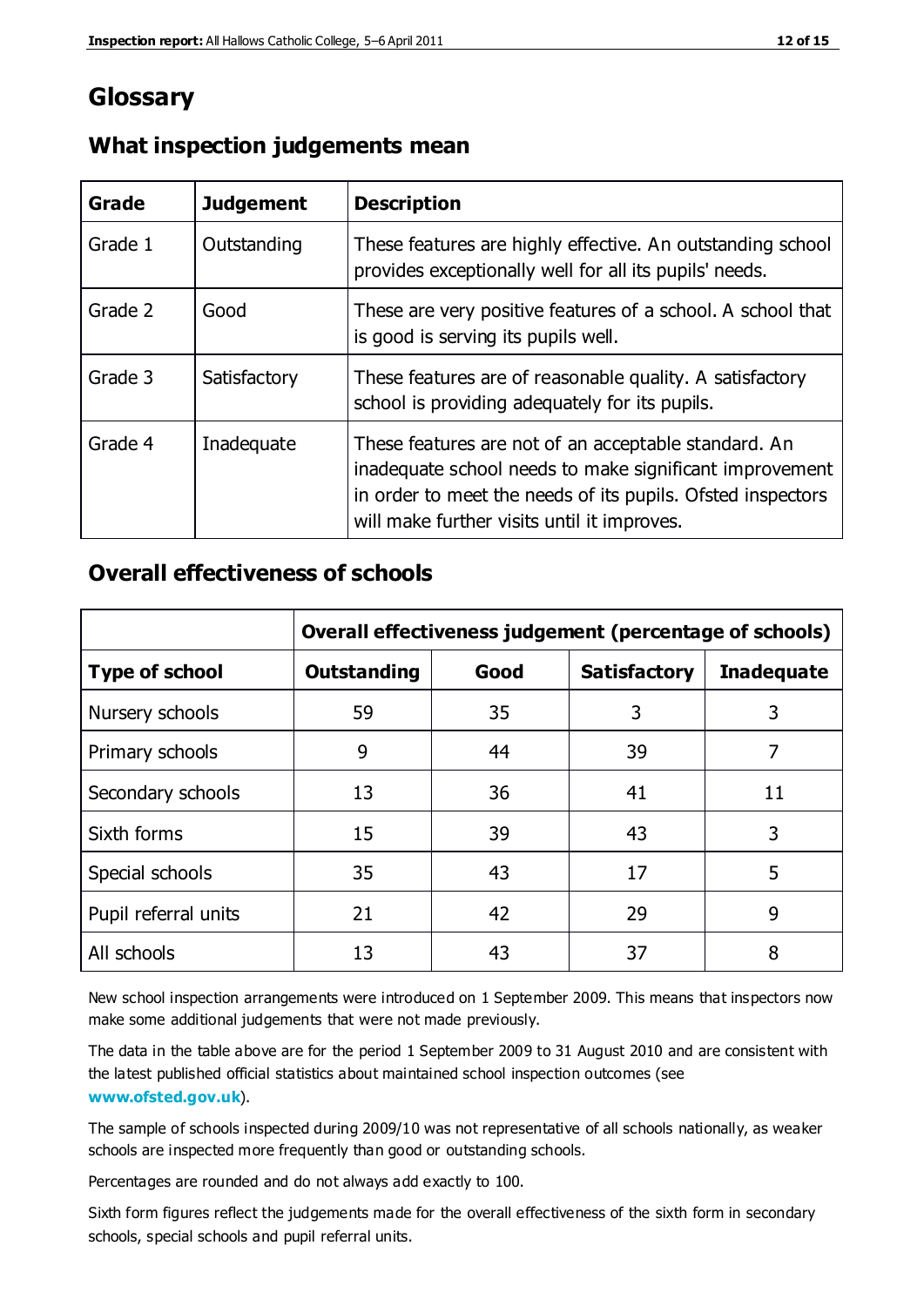# Glossary

## What inspection judgements mean

| Grade | Judgement | Description |
|---|---|---|
| Grade 1 | Outstanding | These features are highly effective. An outstanding school provides exceptionally well for all its pupils' needs. |
| Grade 2 | Good | These are very positive features of a school. A school that is good is serving its pupils well. |
| Grade 3 | Satisfactory | These features are of reasonable quality. A satisfactory school is providing adequately for its pupils. |
| Grade 4 | Inadequate | These features are not of an acceptable standard. An inadequate school needs to make significant improvement in order to meet the needs of its pupils. Ofsted inspectors will make further visits until it improves. |

## Overall effectiveness of schools

| | Overall effectiveness judgement (percentage of schools) | | | |
|---|---|---|---|---|
| **Type of school** | **Outstanding** | **Good** | **Satisfactory** | **Inadequate** |
| Nursery schools | 59 | 35 | 3 | 3 |
| Primary schools | 9 | 44 | 39 | 7 |
| Secondary schools | 13 | 36 | 41 | 11 |
| Sixth forms | 15 | 39 | 43 | 3 |
| Special schools | 35 | 43 | 17 | 5 |
| Pupil referral units | 21 | 42 | 29 | 9 |
| All schools | 13 | 43 | 37 | 8 |

New school inspection arrangements were introduced on 1 September 2009. This means that inspectors now make some additional judgements that were not made previously.

The data in the table above are for the period 1 September 2009 to 31 August 2010 and are consistent with the latest published official statistics about maintained school inspection outcomes (see **www.ofsted.gov.uk**).

The sample of schools inspected during 2009/10 was not representative of all schools nationally, as weaker schools are inspected more frequently than good or outstanding schools.

Percentages are rounded and do not always add exactly to 100.

Sixth form figures reflect the judgements made for the overall effectiveness of the sixth form in secondary schools, special schools and pupil referral units.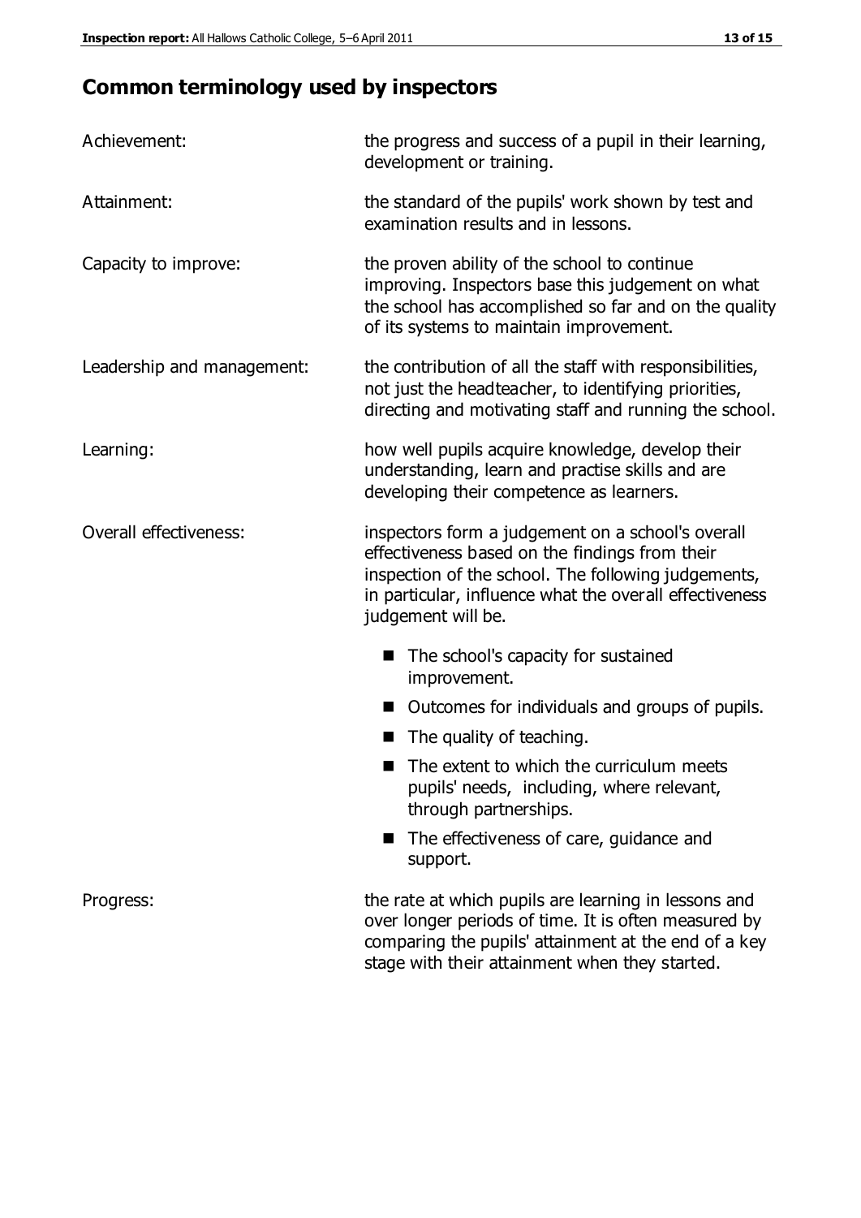# Common terminology used by inspectors

**Achievement:** the progress and success of a pupil in their learning, development or training.

**Attainment:** the standard of the pupils' work shown by test and examination results and in lessons.

**Capacity to improve:** the proven ability of the school to continue improving. Inspectors base this judgement on what the school has accomplished so far and on the quality of its systems to maintain improvement.

**Leadership and management:** the contribution of all the staff with responsibilities, not just the headteacher, to identifying priorities, directing and motivating staff and running the school.

**Learning:** how well pupils acquire knowledge, develop their understanding, learn and practise skills and are developing their competence as learners.

**Overall effectiveness:** inspectors form a judgement on a school's overall effectiveness based on the findings from their inspection of the school. The following judgements, in particular, influence what the overall effectiveness judgement will be.

- The school's capacity for sustained improvement.
- Outcomes for individuals and groups of pupils.
- The quality of teaching.
- The extent to which the curriculum meets pupils' needs, including, where relevant, through partnerships.
- The effectiveness of care, guidance and support.

**Progress:** the rate at which pupils are learning in lessons and over longer periods of time. It is often measured by comparing the pupils' attainment at the end of a key stage with their attainment when they started.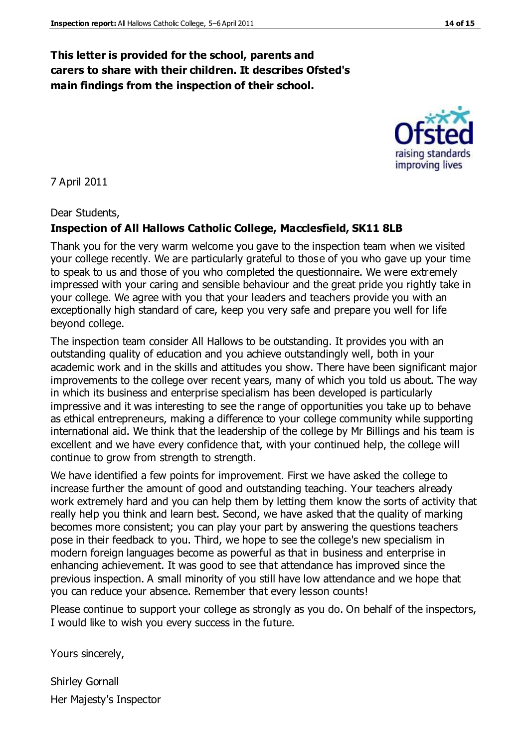**This letter is provided for the school, parents and carers to share with their children. It describes Ofsted's main findings from the inspection of their school.**

7 April 2011

Dear Students,

**Inspection of All Hallows Catholic College, Macclesfield, SK11 8LB**

Thank you for the very warm welcome you gave to the inspection team when we visited your college recently. We are particularly grateful to those of you who gave up your time to speak to us and those of you who completed the questionnaire. We were extremely impressed with your caring and sensible behaviour and the great pride you rightly take in your college. We agree with you that your leaders and teachers provide you with an exceptionally high standard of care, keep you very safe and prepare you well for life beyond college.

The inspection team consider All Hallows to be outstanding. It provides you with an outstanding quality of education and you achieve outstandingly well, both in your academic work and in the skills and attitudes you show. There have been significant major improvements to the college over recent years, many of which you told us about. The way in which its business and enterprise specialism has been developed is particularly impressive and it was interesting to see the range of opportunities you take up to behave as ethical entrepreneurs, making a difference to your college community while supporting international aid. We think that the leadership of the college by Mr Billings and his team is excellent and we have every confidence that, with your continued help, the college will continue to grow from strength to strength.

We have identified a few points for improvement. First we have asked the college to increase further the amount of good and outstanding teaching. Your teachers already work extremely hard and you can help them by letting them know the sorts of activity that really help you think and learn best. Second, we have asked that the quality of marking becomes more consistent; you can play your part by answering the questions teachers pose in their feedback to you. Third, we hope to see the college's new specialism in modern foreign languages become as powerful as that in business and enterprise in enhancing achievement. It was good to see that attendance has improved since the previous inspection. A small minority of you still have low attendance and we hope that you can reduce your absence. Remember that every lesson counts!

Please continue to support your college as strongly as you do. On behalf of the inspectors, I would like to wish you every success in the future.

Yours sincerely,

Shirley Gornall

Her Majesty's Inspector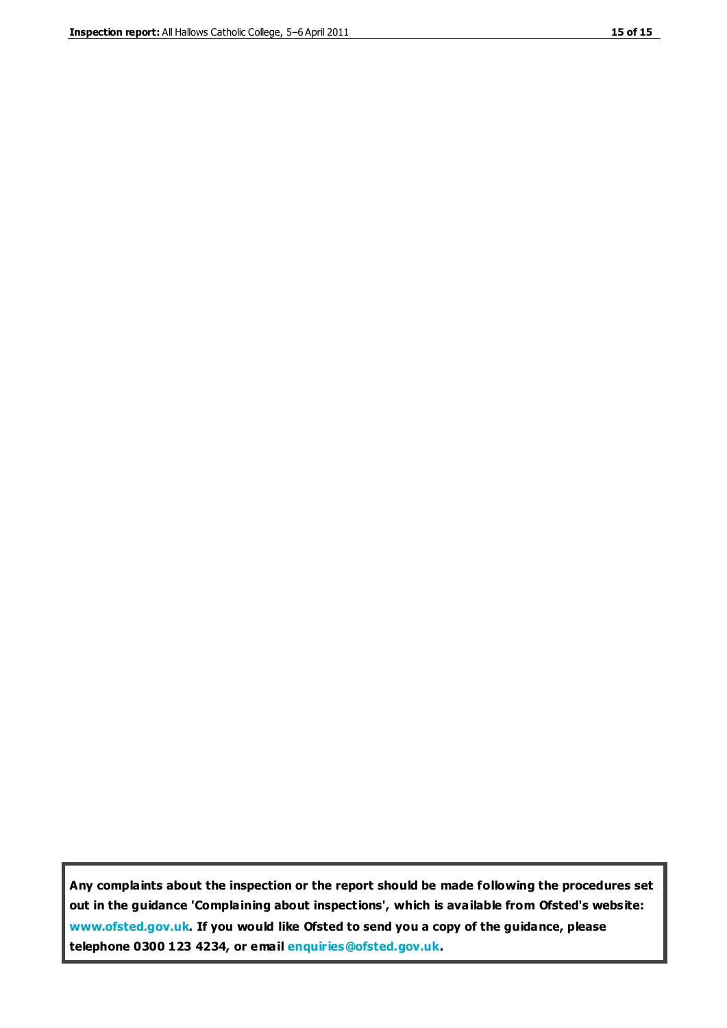**Any complaints about the inspection or the report should be made following the procedures set out in the guidance 'Complaining about inspections', which is available from Ofsted's website: www.ofsted.gov.uk. If you would like Ofsted to send you a copy of the guidance, please telephone 0300 123 4234, or email enquiries@ofsted.gov.uk.**